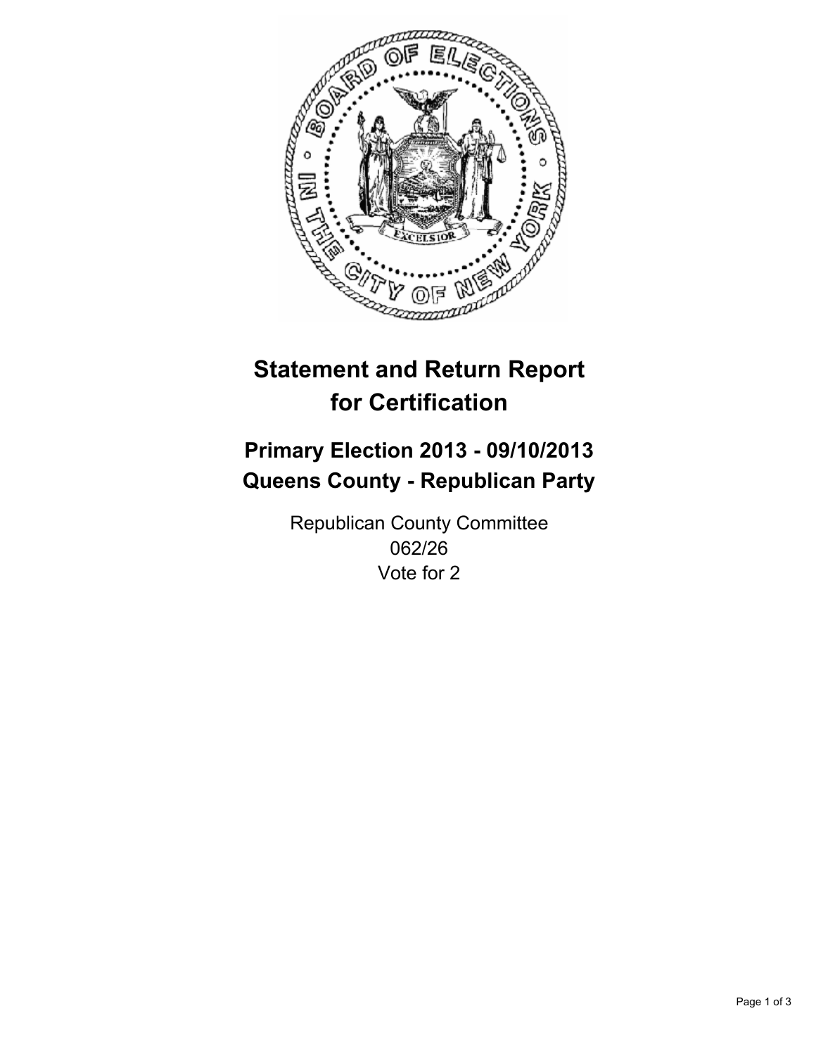# Statement and Return Report for Certification

## Primary Election 2013 - 09/10/2013
## Queens County - Republican Party

Republican County Committee
062/26
Vote for 2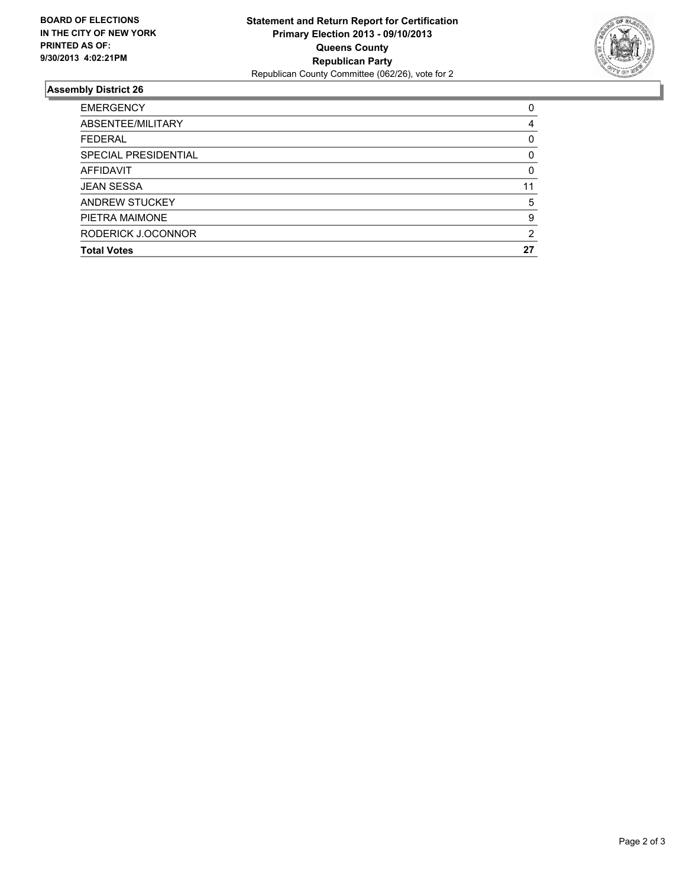**BOARD OF ELECTIONS IN THE CITY OF NEW YORK PRINTED AS OF: 9/30/2013 4:02:21PM**

**Statement and Return Report for Certification**
**Primary Election 2013 - 09/10/2013**
**Queens County**
**Republican Party**
Republican County Committee (062/26), vote for 2

## Assembly District 26

| | |
|---|---|
| EMERGENCY | 0 |
| ABSENTEE/MILITARY | 4 |
| FEDERAL | 0 |
| SPECIAL PRESIDENTIAL | 0 |
| AFFIDAVIT | 0 |
| JEAN SESSA | 11 |
| ANDREW STUCKEY | 5 |
| PIETRA MAIMONE | 9 |
| RODERICK J.OCONNOR | 2 |
| **Total Votes** | **27** |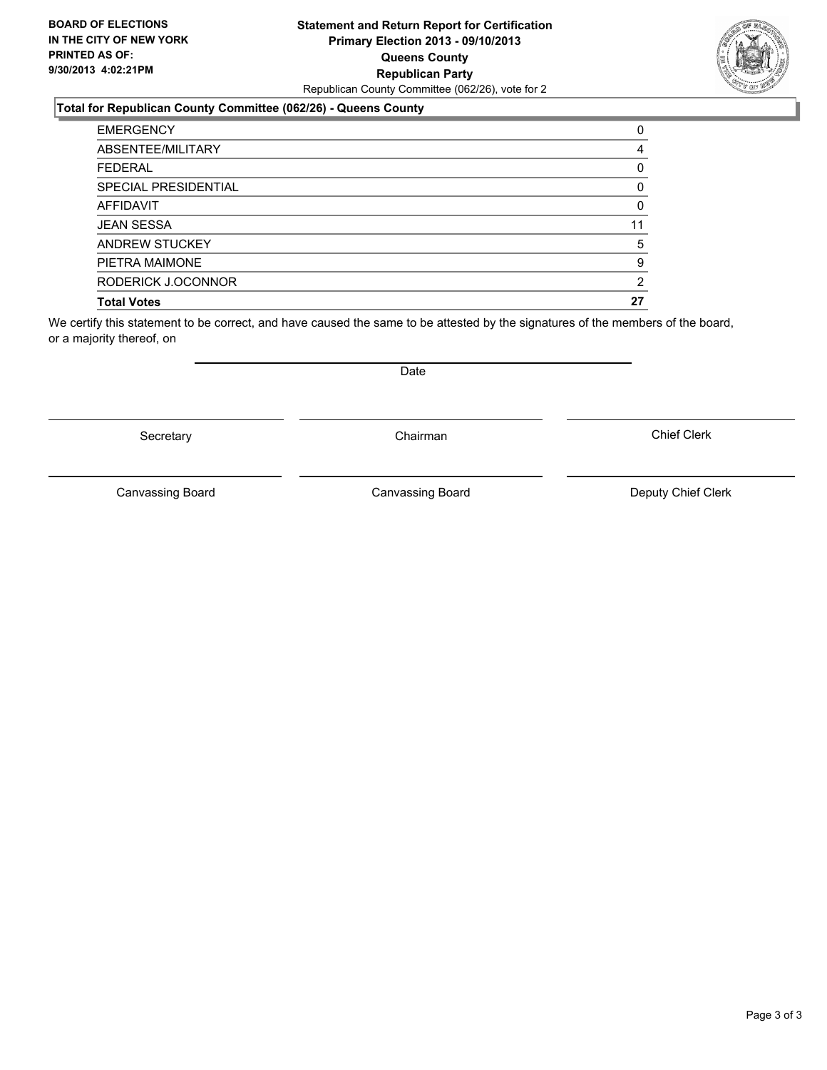**BOARD OF ELECTIONS IN THE CITY OF NEW YORK PRINTED AS OF: 9/30/2013 4:02:21PM**

**Statement and Return Report for Certification**
**Primary Election 2013 - 09/10/2013**
**Queens County**
**Republican Party**
Republican County Committee (062/26), vote for 2

### Total for Republican County Committee (062/26) - Queens County

| | |
|---|---|
| EMERGENCY | 0 |
| ABSENTEE/MILITARY | 4 |
| FEDERAL | 0 |
| SPECIAL PRESIDENTIAL | 0 |
| AFFIDAVIT | 0 |
| JEAN SESSA | 11 |
| ANDREW STUCKEY | 5 |
| PIETRA MAIMONE | 9 |
| RODERICK J.OCONNOR | 2 |
| **Total Votes** | **27** |

We certify this statement to be correct, and have caused the same to be attested by the signatures of the members of the board, or a majority thereof, on

Date

Secretary

Chairman

Chief Clerk

Canvassing Board

Canvassing Board

Deputy Chief Clerk